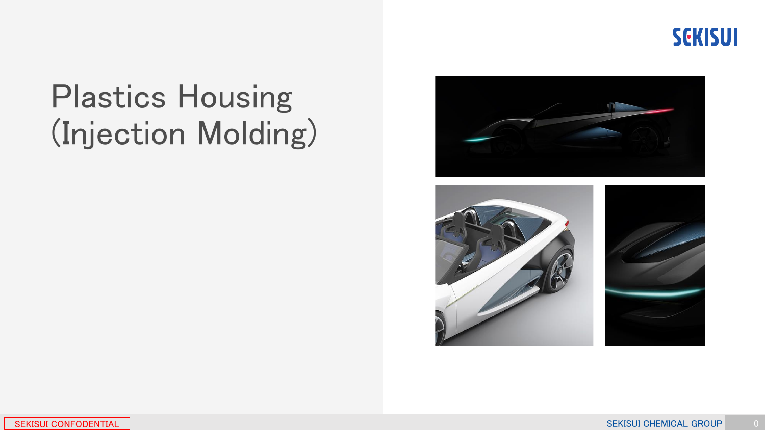# Plastics Housing (Injection Molding)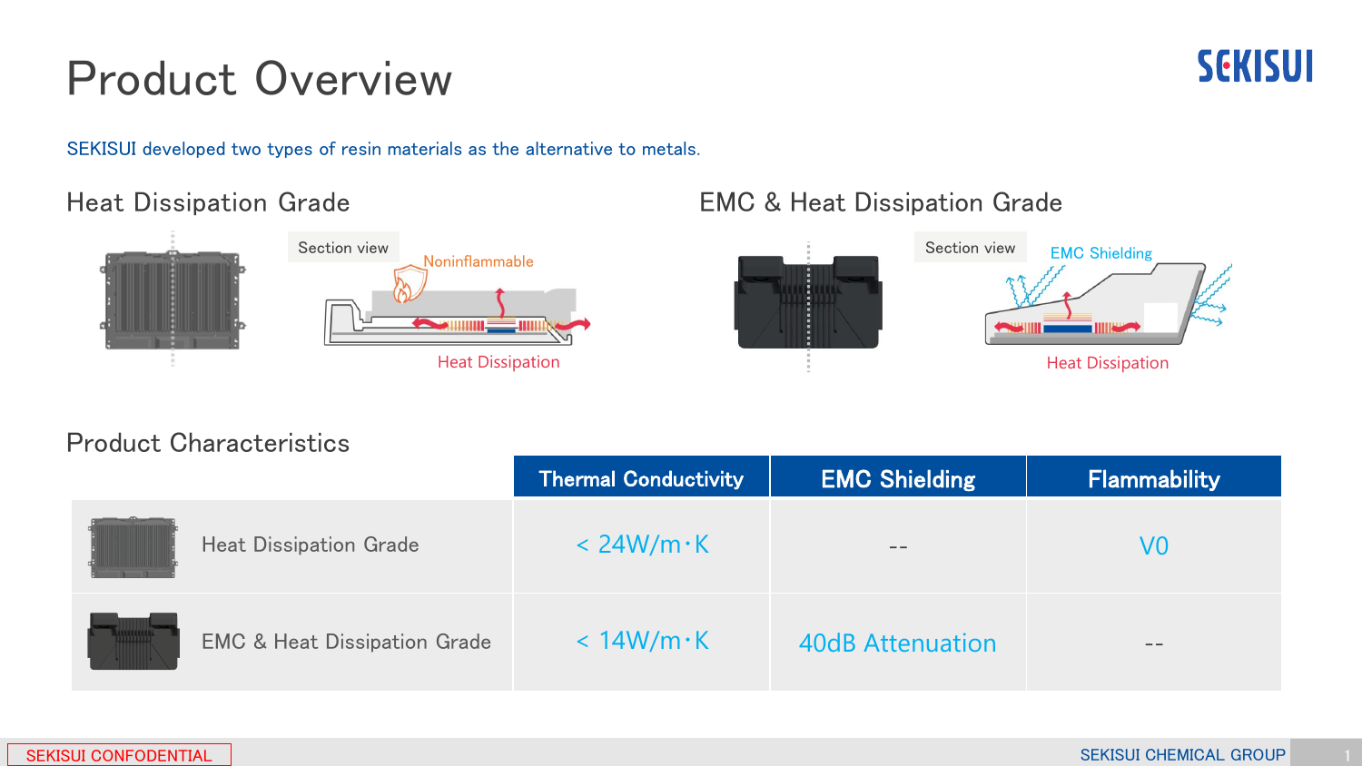# Product Overview

SEKISUI

SEKISUI developed two types of resin materials as the alternative to metals.

## Heat Dissipation Grade

Section view

Noninflammable

Heat Dissipation

## EMC & Heat Dissipation Grade

Section view

EMC Shielding

Heat Dissipation

## Product Characteristics

| | Thermal Conductivity | EMC Shielding | Flammability |
|---|---|---|---|
| Heat Dissipation Grade | < 24W/m·K | -- | V0 |
| EMC & Heat Dissipation Grade | < 14W/m·K | 40dB Attenuation | -- |

SEKISUI CONFODENTIAL

SEKISUI CHEMICAL GROUP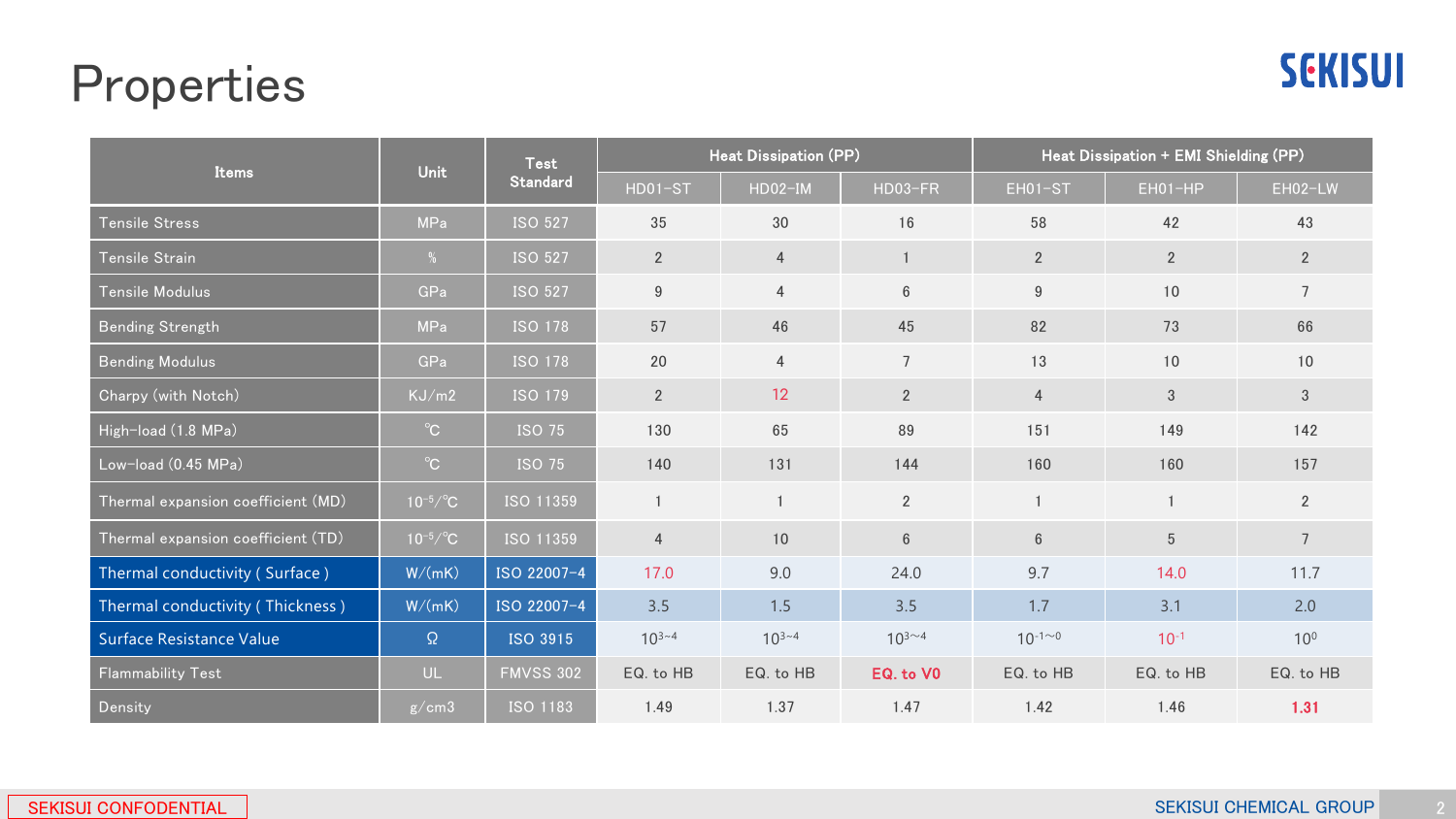# Properties

| Items | Unit | Test Standard | Heat Dissipation (PP) | | | Heat Dissipation + EMI Shielding (PP) | | |
|---|---|---|---|---|---|---|---|---|
| | | | HD01-ST | HD02-IM | HD03-FR | EH01-ST | EH01-HP | EH02-LW |
| Tensile Stress | MPa | ISO 527 | 35 | 30 | 16 | 58 | 42 | 43 |
| Tensile Strain | % | ISO 527 | 2 | 4 | 1 | 2 | 2 | 2 |
| Tensile Modulus | GPa | ISO 527 | 9 | 4 | 6 | 9 | 10 | 7 |
| Bending Strength | MPa | ISO 178 | 57 | 46 | 45 | 82 | 73 | 66 |
| Bending Modulus | GPa | ISO 178 | 20 | 4 | 7 | 13 | 10 | 10 |
| Charpy (with Notch) | KJ/m2 | ISO 179 | 2 | 12 | 2 | 4 | 3 | 3 |
| High-load (1.8 MPa) | ℃ | ISO 75 | 130 | 65 | 89 | 151 | 149 | 142 |
| Low-load (0.45 MPa) | ℃ | ISO 75 | 140 | 131 | 144 | 160 | 160 | 157 |
| Thermal expansion coefficient (MD) | $10^{-5}$/℃ | ISO 11359 | 1 | 1 | 2 | 1 | 1 | 2 |
| Thermal expansion coefficient (TD) | $10^{-5}$/℃ | ISO 11359 | 4 | 10 | 6 | 6 | 5 | 7 |
| Thermal conductivity ( Surface ) | W/(mK) | ISO 22007-4 | 17.0 | 9.0 | 24.0 | 9.7 | 14.0 | 11.7 |
| Thermal conductivity ( Thickness ) | W/(mK) | ISO 22007-4 | 3.5 | 1.5 | 3.5 | 1.7 | 3.1 | 2.0 |
| Surface Resistance Value | Ω | ISO 3915 | $10^{3\sim4}$ | $10^{3\sim4}$ | $10^{3\sim4}$ | $10^{-1\sim0}$ | $10^{-1}$ | $10^{0}$ |
| Flammability Test | UL | FMVSS 302 | EQ. to HB | EQ. to HB | **EQ. to V0** | EQ. to HB | EQ. to HB | EQ. to HB |
| Density | g/cm3 | ISO 1183 | 1.49 | 1.37 | 1.47 | 1.42 | 1.46 | **1.31** |

SEKISUI CONFODENTIAL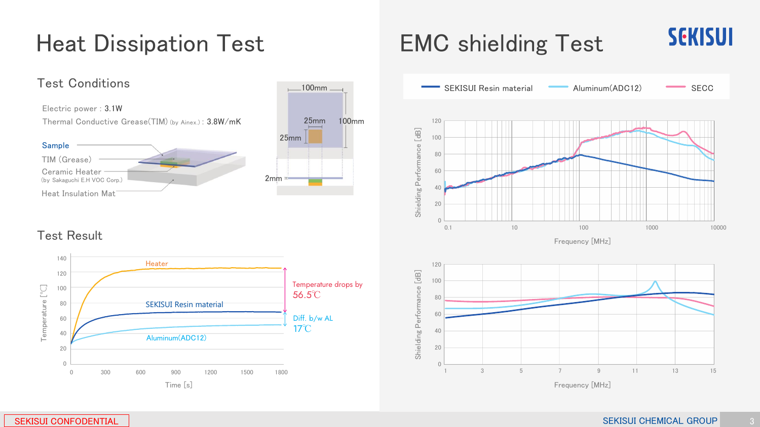# Heat Dissipation Test

## Test Conditions

Electric power : 3.1W

Thermal Conductive Grease(TIM) (by Ainex.) : 3.8W/mK

Sample

TIM (Grease)

Ceramic Heater
(by Sakaguchi E.H VOC Corp.)

Heat Insulation Mat

100mm

100mm

25mm

25mm

2mm

## Test Result

Heater

SEKISUI Resin material

Aluminum(ADC12)

Temperature drops by 56.5℃

Diff. b/w AL 17℃

Temperature [℃]

Time [s]

# EMC shielding Test

SEKISUI Resin material — Aluminum(ADC12) — SECC

Shielding Performance [dB]

Frequency [MHz]

Shielding Performance [dB]

Frequency [MHz]

SEKISUI CONFODENTIAL

SEKISUI CHEMICAL GROUP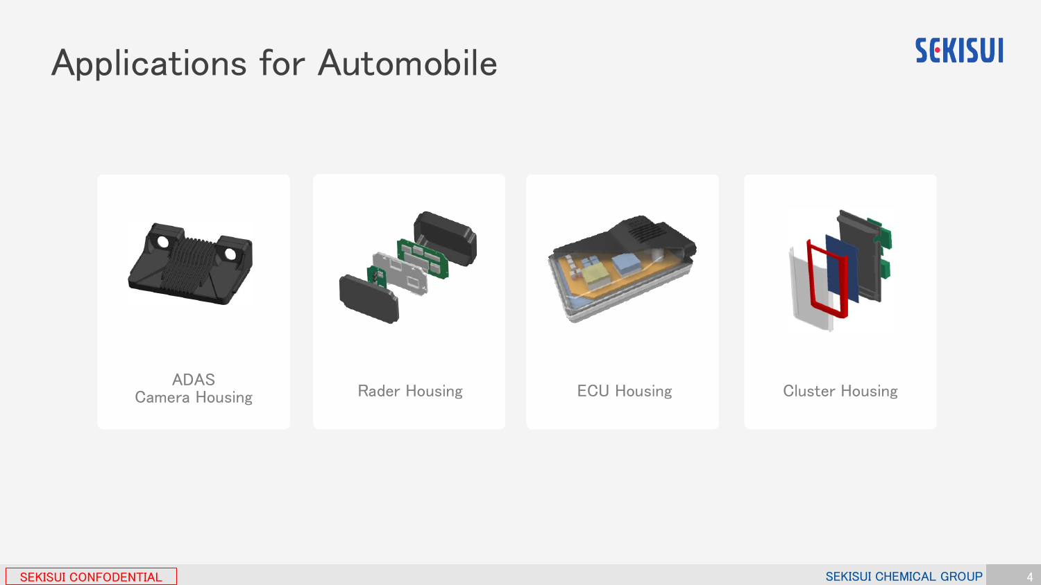# Applications for Automobile

- ADAS Camera Housing
- Rader Housing
- ECU Housing
- Cluster Housing

SEKISUI CONFODENTIAL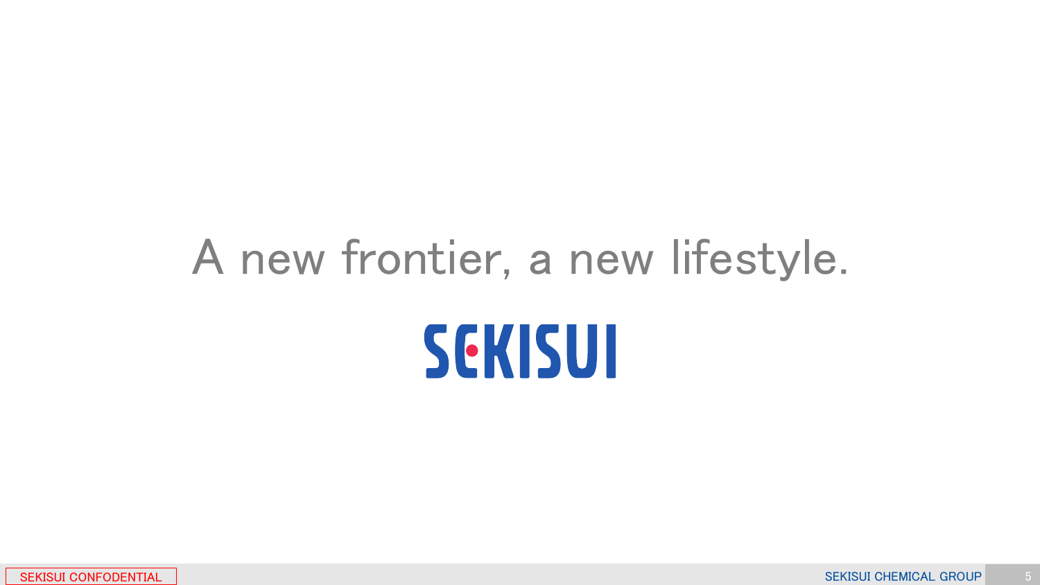A new frontier, a new lifestyle.

SEKISUI